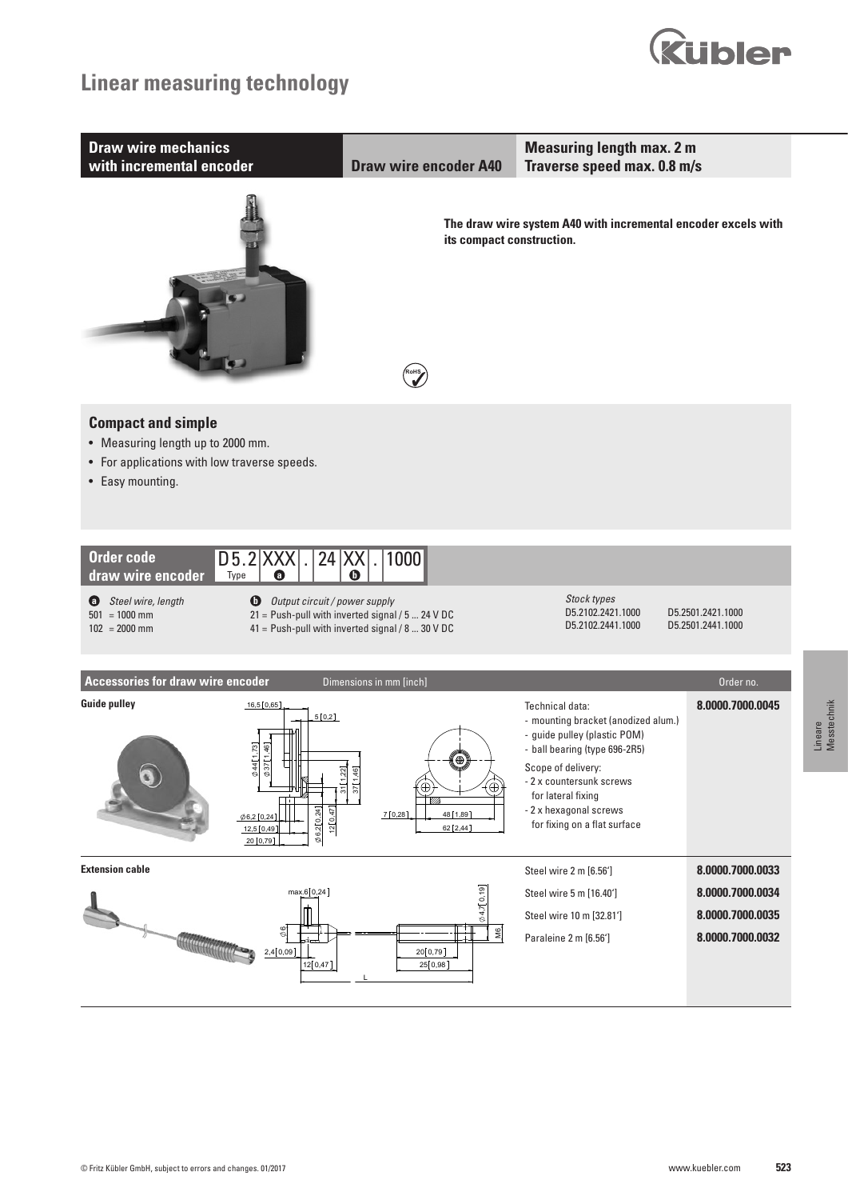# Linear measuring technology

**Draw wire mechanics with incremental encoder** | **Draw wire encoder A40** | **Measuring length max. 2 m** **Traverse speed max. 0.8 m/s**

**The draw wire system A40 with incremental encoder excels with its compact construction.**

## Compact and simple

- Measuring length up to 2000 mm.
- For applications with low traverse speeds.
- Easy mounting.

## Order code draw wire encoder

D5.2 XXX . 24 XX . 1000

Type | a | | b |

**a** *Steel wire, length*
501 = 1000 mm
102 = 2000 mm

**b** *Output circuit / power supply*
21 = Push-pull with inverted signal / 5 ... 24 V DC
41 = Push-pull with inverted signal / 8 ... 30 V DC

*Stock types*
D5.2102.2421.1000
D5.2102.2441.1000
D5.2501.2421.1000
D5.2501.2441.1000

## Accessories for draw wire encoder

Dimensions in mm [inch]

| Accessory | Technical data | Order no. |
|---|---|---|
| **Guide pulley** | Technical data:<br>- mounting bracket (anodized alum.)<br>- guide pulley (plastic POM)<br>- ball bearing (type 696-2R5)<br>Scope of delivery:<br>- 2 x countersunk screws for lateral fixing<br>- 2 x hexagonal screws for fixing on a flat surface | **8.0000.7000.0045** |
| **Extension cable** | Steel wire 2 m [6.56'] | **8.0000.7000.0033** |
| | Steel wire 5 m [16.40'] | **8.0000.7000.0034** |
| | Steel wire 10 m [32.81'] | **8.0000.7000.0035** |
| | Paraleine 2 m [6.56'] | **8.0000.7000.0032** |

© Fritz Kübler GmbH, subject to errors and changes. 01/2017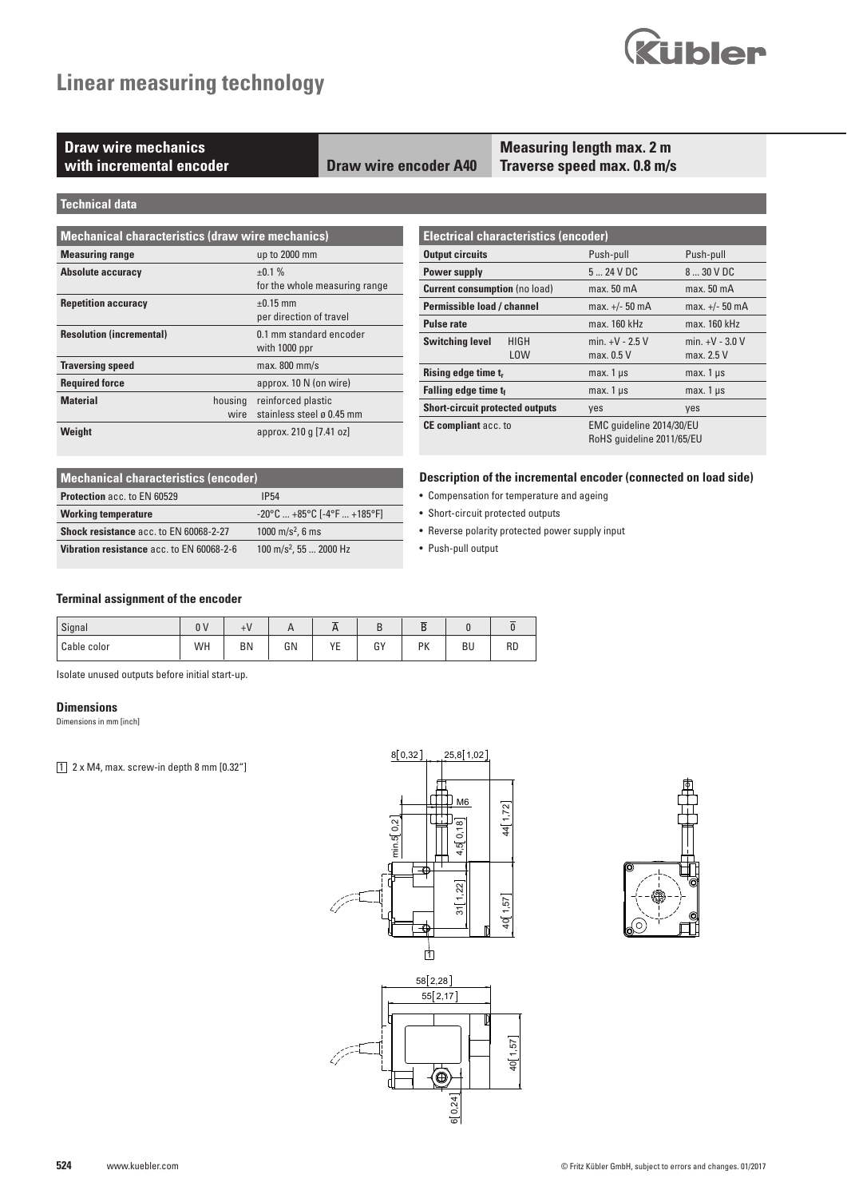# Linear measuring technology

## Draw wire mechanics with incremental encoder

**Draw wire encoder A40**

**Measuring length max. 2 m**
**Traverse speed max. 0.8 m/s**

### Technical data

| Mechanical characteristics (draw wire mechanics) | | |
|---|---|---|
| **Measuring range** | | up to 2000 mm |
| **Absolute accuracy** | | ±0.1 % for the whole measuring range |
| **Repetition accuracy** | | ±0.15 mm per direction of travel |
| **Resolution (incremental)** | | 0.1 mm standard encoder with 1000 ppr |
| **Traversing speed** | | max. 800 mm/s |
| **Required force** | | approx. 10 N (on wire) |
| **Material** | housing | reinforced plastic |
| | wire | stainless steel ø 0.45 mm |
| **Weight** | | approx. 210 g [7.41 oz] |

| Mechanical characteristics (encoder) | |
|---|---|
| **Protection** acc. to EN 60529 | IP54 |
| **Working temperature** | -20°C ... +85°C [-4°F ... +185°F] |
| **Shock resistance** acc. to EN 60068-2-27 | 1000 m/s², 6 ms |
| **Vibration resistance** acc. to EN 60068-2-6 | 100 m/s², 55 ... 2000 Hz |

| Electrical characteristics (encoder) | | | |
|---|---|---|---|
| **Output circuits** | | Push-pull | Push-pull |
| **Power supply** | | 5 ... 24 V DC | 8 ... 30 V DC |
| **Current consumption** (no load) | | max. 50 mA | max. 50 mA |
| **Permissible load / channel** | | max. +/- 50 mA | max. +/- 50 mA |
| **Pulse rate** | | max. 160 kHz | max. 160 kHz |
| **Switching level** | HIGH | min. +V - 2.5 V | min. +V - 3.0 V |
| | LOW | max. 0.5 V | max. 2.5 V |
| **Rising edge time** $t_r$ | | max. 1 µs | max. 1 µs |
| **Falling edge time** $t_f$ | | max. 1 µs | max. 1 µs |
| **Short-circuit protected outputs** | | yes | yes |
| **CE compliant** acc. to | | EMC guideline 2014/30/EU RoHS guideline 2011/65/EU | |

#### Description of the incremental encoder (connected on load side)

- Compensation for temperature and ageing
- Short-circuit protected outputs
- Reverse polarity protected power supply input
- Push-pull output

#### Terminal assignment of the encoder

| Signal | 0 V | +V | A | $\overline{A}$ | B | $\overline{B}$ | 0 | $\overline{0}$ |
|---|---|---|---|---|---|---|---|---|
| Cable color | WH | BN | GN | YE | GY | PK | BU | RD |

Isolate unused outputs before initial start-up.

#### Dimensions

Dimensions in mm [inch]

1 2 x M4, max. screw-in depth 8 mm [0.32"]

8[0,32] 25,8[1,02] M6 min.5[0,2] 4,5[0,18] 44[1,72] 31[1,22] 40[1,57] 1

58[2,28] 55[2,17] 40[1,57] 6[0,24]